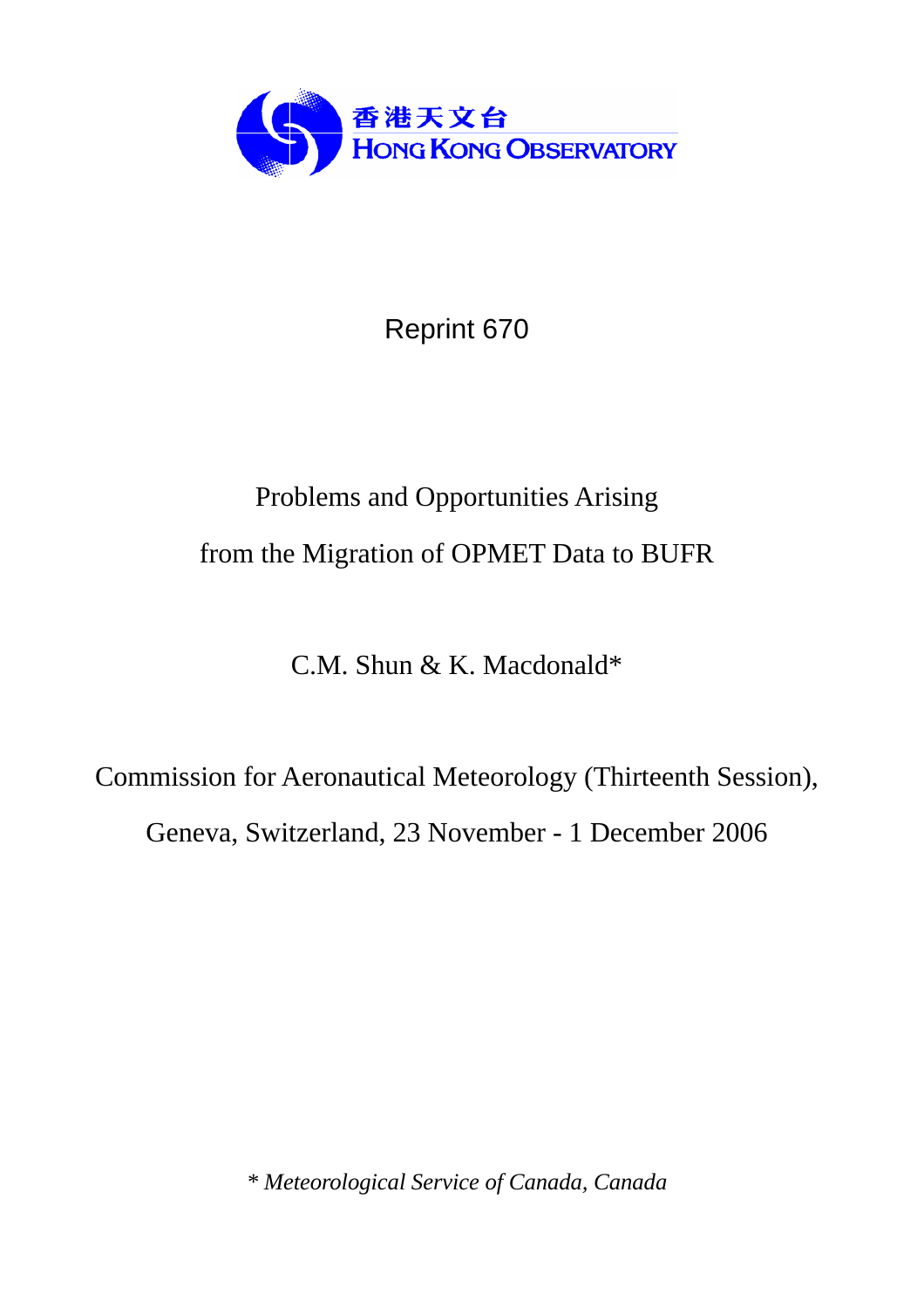香港天文台
HONG KONG OBSERVATORY

Reprint 670

# Problems and Opportunities Arising from the Migration of OPMET Data to BUFR

C.M. Shun & K. Macdonald*

Commission for Aeronautical Meteorology (Thirteenth Session), Geneva, Switzerland, 23 November - 1 December 2006

*\* Meteorological Service of Canada, Canada*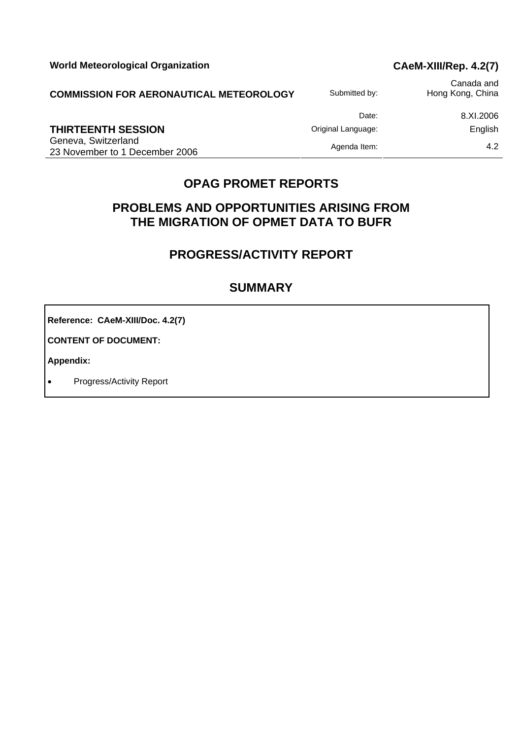**World Meteorological Organization** | **CAeM-XIII/Rep. 4.2(7)**

**COMMISSION FOR AERONAUTICAL METEOROLOGY**

| | |
|---|---|
| Submitted by: | Canada and Hong Kong, China |
| Date: | 8.XI.2006 |
| Original Language: | English |
| Agenda Item: | 4.2 |

**THIRTEENTH SESSION**
Geneva, Switzerland
23 November to 1 December 2006

## OPAG PROMET REPORTS

## PROBLEMS AND OPPORTUNITIES ARISING FROM THE MIGRATION OF OPMET DATA TO BUFR

## PROGRESS/ACTIVITY REPORT

## SUMMARY

**Reference: CAeM-XIII/Doc. 4.2(7)**

**CONTENT OF DOCUMENT:**

**Appendix:**

- Progress/Activity Report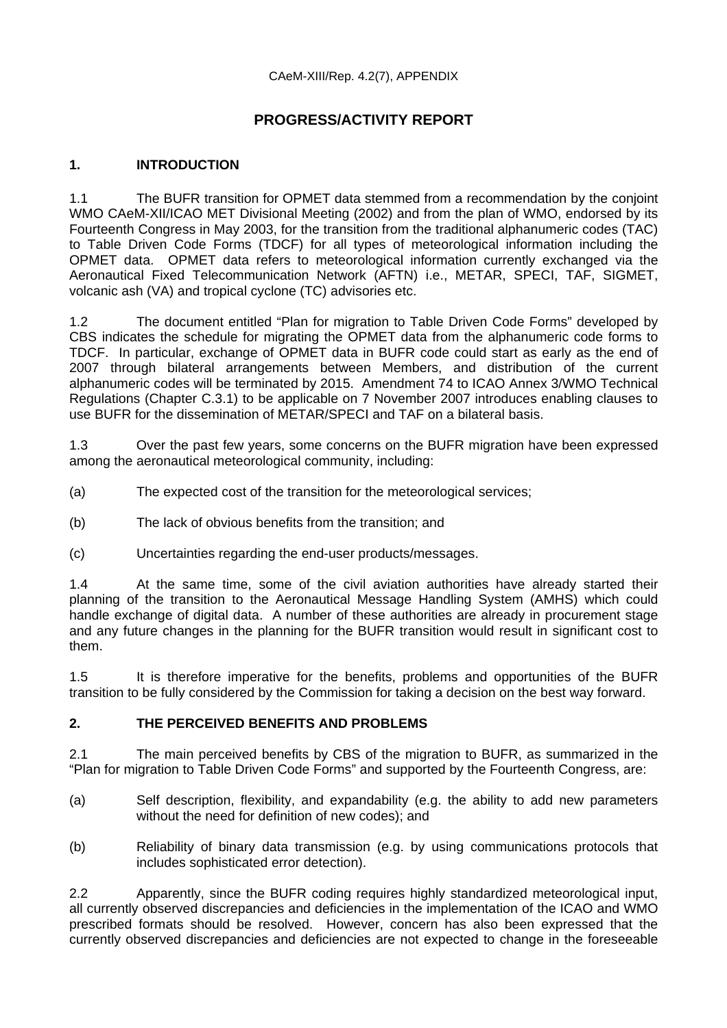CAeM-XIII/Rep. 4.2(7), APPENDIX

# PROGRESS/ACTIVITY REPORT

## 1. INTRODUCTION

1.1 The BUFR transition for OPMET data stemmed from a recommendation by the conjoint WMO CAeM-XII/ICAO MET Divisional Meeting (2002) and from the plan of WMO, endorsed by its Fourteenth Congress in May 2003, for the transition from the traditional alphanumeric codes (TAC) to Table Driven Code Forms (TDCF) for all types of meteorological information including the OPMET data. OPMET data refers to meteorological information currently exchanged via the Aeronautical Fixed Telecommunication Network (AFTN) i.e., METAR, SPECI, TAF, SIGMET, volcanic ash (VA) and tropical cyclone (TC) advisories etc.

1.2 The document entitled "Plan for migration to Table Driven Code Forms" developed by CBS indicates the schedule for migrating the OPMET data from the alphanumeric code forms to TDCF. In particular, exchange of OPMET data in BUFR code could start as early as the end of 2007 through bilateral arrangements between Members, and distribution of the current alphanumeric codes will be terminated by 2015. Amendment 74 to ICAO Annex 3/WMO Technical Regulations (Chapter C.3.1) to be applicable on 7 November 2007 introduces enabling clauses to use BUFR for the dissemination of METAR/SPECI and TAF on a bilateral basis.

1.3 Over the past few years, some concerns on the BUFR migration have been expressed among the aeronautical meteorological community, including:

(a) The expected cost of the transition for the meteorological services;

(b) The lack of obvious benefits from the transition; and

(c) Uncertainties regarding the end-user products/messages.

1.4 At the same time, some of the civil aviation authorities have already started their planning of the transition to the Aeronautical Message Handling System (AMHS) which could handle exchange of digital data. A number of these authorities are already in procurement stage and any future changes in the planning for the BUFR transition would result in significant cost to them.

1.5 It is therefore imperative for the benefits, problems and opportunities of the BUFR transition to be fully considered by the Commission for taking a decision on the best way forward.

## 2. THE PERCEIVED BENEFITS AND PROBLEMS

2.1 The main perceived benefits by CBS of the migration to BUFR, as summarized in the "Plan for migration to Table Driven Code Forms" and supported by the Fourteenth Congress, are:

(a) Self description, flexibility, and expandability (e.g. the ability to add new parameters without the need for definition of new codes); and

(b) Reliability of binary data transmission (e.g. by using communications protocols that includes sophisticated error detection).

2.2 Apparently, since the BUFR coding requires highly standardized meteorological input, all currently observed discrepancies and deficiencies in the implementation of the ICAO and WMO prescribed formats should be resolved. However, concern has also been expressed that the currently observed discrepancies and deficiencies are not expected to change in the foreseeable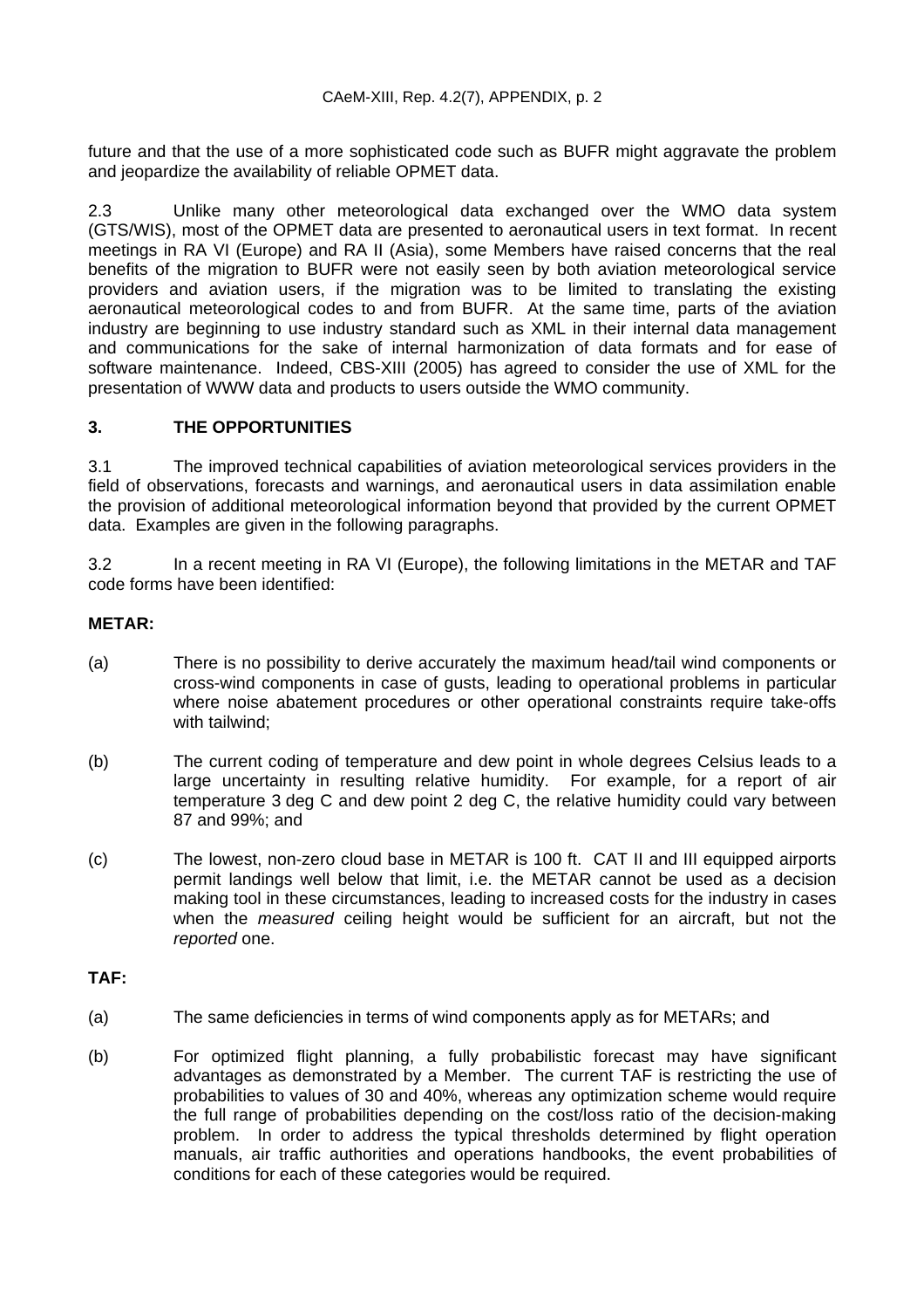future and that the use of a more sophisticated code such as BUFR might aggravate the problem and jeopardize the availability of reliable OPMET data.

2.3 Unlike many other meteorological data exchanged over the WMO data system (GTS/WIS), most of the OPMET data are presented to aeronautical users in text format. In recent meetings in RA VI (Europe) and RA II (Asia), some Members have raised concerns that the real benefits of the migration to BUFR were not easily seen by both aviation meteorological service providers and aviation users, if the migration was to be limited to translating the existing aeronautical meteorological codes to and from BUFR. At the same time, parts of the aviation industry are beginning to use industry standard such as XML in their internal data management and communications for the sake of internal harmonization of data formats and for ease of software maintenance. Indeed, CBS-XIII (2005) has agreed to consider the use of XML for the presentation of WWW data and products to users outside the WMO community.

## 3. THE OPPORTUNITIES

3.1 The improved technical capabilities of aviation meteorological services providers in the field of observations, forecasts and warnings, and aeronautical users in data assimilation enable the provision of additional meteorological information beyond that provided by the current OPMET data. Examples are given in the following paragraphs.

3.2 In a recent meeting in RA VI (Europe), the following limitations in the METAR and TAF code forms have been identified:

**METAR:**

(a) There is no possibility to derive accurately the maximum head/tail wind components or cross-wind components in case of gusts, leading to operational problems in particular where noise abatement procedures or other operational constraints require take-offs with tailwind;

(b) The current coding of temperature and dew point in whole degrees Celsius leads to a large uncertainty in resulting relative humidity. For example, for a report of air temperature 3 deg C and dew point 2 deg C, the relative humidity could vary between 87 and 99%; and

(c) The lowest, non-zero cloud base in METAR is 100 ft. CAT II and III equipped airports permit landings well below that limit, i.e. the METAR cannot be used as a decision making tool in these circumstances, leading to increased costs for the industry in cases when the *measured* ceiling height would be sufficient for an aircraft, but not the *reported* one.

**TAF:**

(a) The same deficiencies in terms of wind components apply as for METARs; and

(b) For optimized flight planning, a fully probabilistic forecast may have significant advantages as demonstrated by a Member. The current TAF is restricting the use of probabilities to values of 30 and 40%, whereas any optimization scheme would require the full range of probabilities depending on the cost/loss ratio of the decision-making problem. In order to address the typical thresholds determined by flight operation manuals, air traffic authorities and operations handbooks, the event probabilities of conditions for each of these categories would be required.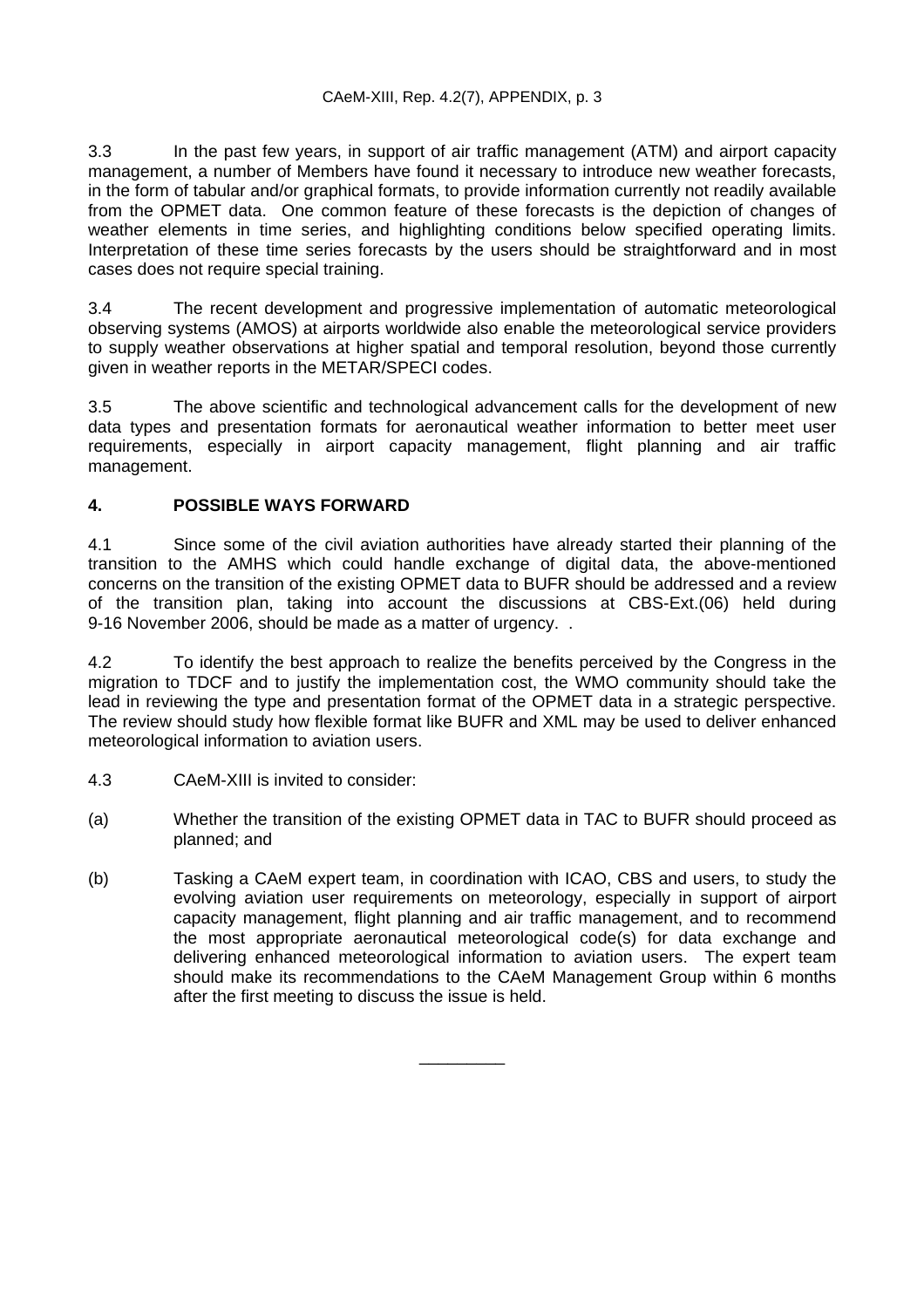3.3 In the past few years, in support of air traffic management (ATM) and airport capacity management, a number of Members have found it necessary to introduce new weather forecasts, in the form of tabular and/or graphical formats, to provide information currently not readily available from the OPMET data. One common feature of these forecasts is the depiction of changes of weather elements in time series, and highlighting conditions below specified operating limits. Interpretation of these time series forecasts by the users should be straightforward and in most cases does not require special training.

3.4 The recent development and progressive implementation of automatic meteorological observing systems (AMOS) at airports worldwide also enable the meteorological service providers to supply weather observations at higher spatial and temporal resolution, beyond those currently given in weather reports in the METAR/SPECI codes.

3.5 The above scientific and technological advancement calls for the development of new data types and presentation formats for aeronautical weather information to better meet user requirements, especially in airport capacity management, flight planning and air traffic management.

## 4. POSSIBLE WAYS FORWARD

4.1 Since some of the civil aviation authorities have already started their planning of the transition to the AMHS which could handle exchange of digital data, the above-mentioned concerns on the transition of the existing OPMET data to BUFR should be addressed and a review of the transition plan, taking into account the discussions at CBS-Ext.(06) held during 9-16 November 2006, should be made as a matter of urgency. .

4.2 To identify the best approach to realize the benefits perceived by the Congress in the migration to TDCF and to justify the implementation cost, the WMO community should take the lead in reviewing the type and presentation format of the OPMET data in a strategic perspective. The review should study how flexible format like BUFR and XML may be used to deliver enhanced meteorological information to aviation users.

4.3 CAeM-XIII is invited to consider:

(a) Whether the transition of the existing OPMET data in TAC to BUFR should proceed as planned; and

(b) Tasking a CAeM expert team, in coordination with ICAO, CBS and users, to study the evolving aviation user requirements on meteorology, especially in support of airport capacity management, flight planning and air traffic management, and to recommend the most appropriate aeronautical meteorological code(s) for data exchange and delivering enhanced meteorological information to aviation users. The expert team should make its recommendations to the CAeM Management Group within 6 months after the first meeting to discuss the issue is held.

_________